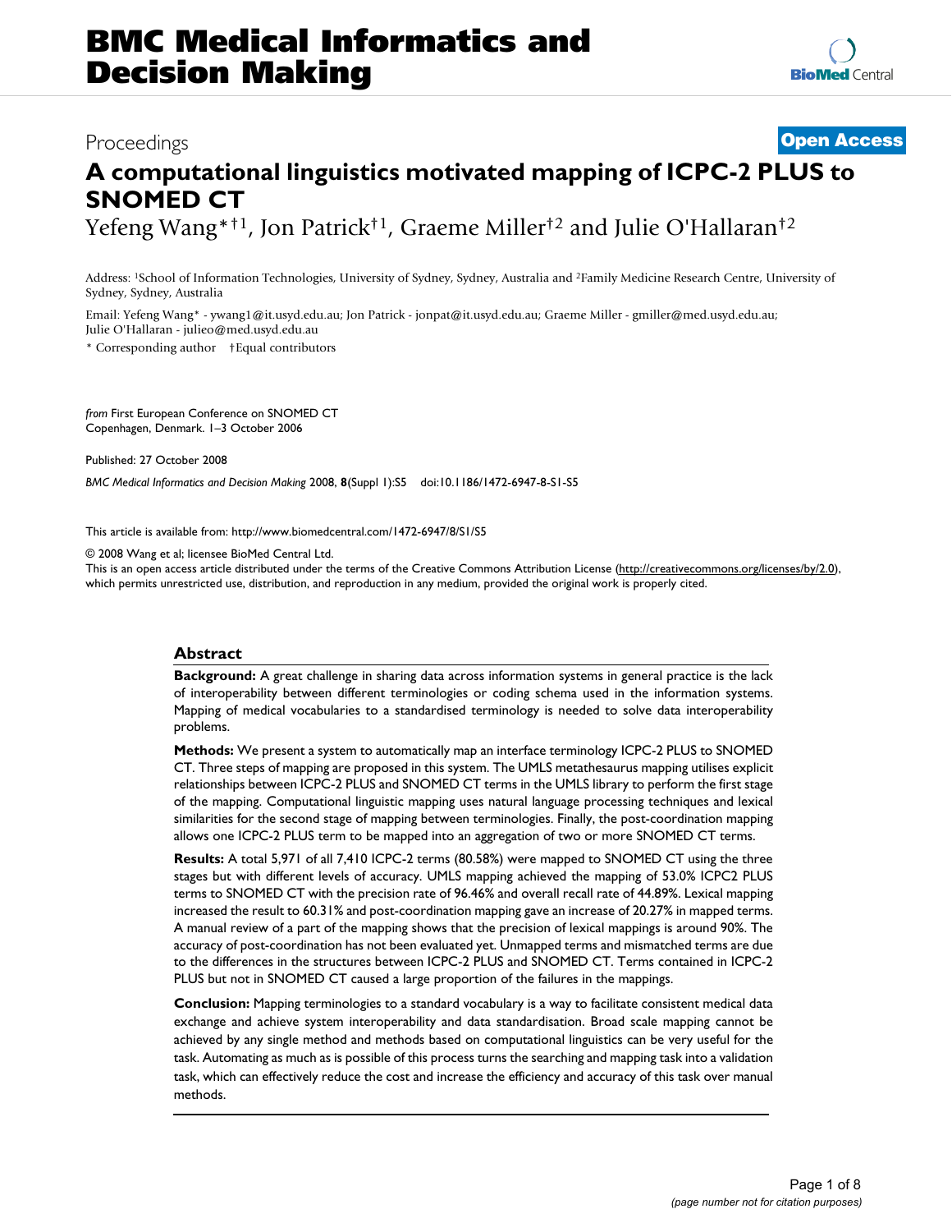Proceedings

**Open Access**

# A computational linguistics motivated mapping of ICPC-2 PLUS to SNOMED CT

Yefeng Wang*[†1], Jon Patrick[†1], Graeme Miller[†2] and Julie O'Hallaran[†2]

Address: [1]School of Information Technologies, University of Sydney, Sydney, Australia and [2]Family Medicine Research Centre, University of Sydney, Sydney, Australia

Email: Yefeng Wang* - ywang1@it.usyd.edu.au; Jon Patrick - jonpat@it.usyd.edu.au; Graeme Miller - gmiller@med.usyd.edu.au; Julie O'Hallaran - julieo@med.usyd.edu.au

\* Corresponding author †Equal contributors

*from* First European Conference on SNOMED CT
Copenhagen, Denmark. 1–3 October 2006

Published: 27 October 2008

*BMC Medical Informatics and Decision Making* 2008, **8**(Suppl 1):S5 doi:10.1186/1472-6947-8-S1-S5

This article is available from: http://www.biomedcentral.com/1472-6947/8/S1/S5

© 2008 Wang et al; licensee BioMed Central Ltd.
This is an open access article distributed under the terms of the Creative Commons Attribution License (http://creativecommons.org/licenses/by/2.0), which permits unrestricted use, distribution, and reproduction in any medium, provided the original work is properly cited.

## Abstract

**Background:** A great challenge in sharing data across information systems in general practice is the lack of interoperability between different terminologies or coding schema used in the information systems. Mapping of medical vocabularies to a standardised terminology is needed to solve data interoperability problems.

**Methods:** We present a system to automatically map an interface terminology ICPC-2 PLUS to SNOMED CT. Three steps of mapping are proposed in this system. The UMLS metathesaurus mapping utilises explicit relationships between ICPC-2 PLUS and SNOMED CT terms in the UMLS library to perform the first stage of the mapping. Computational linguistic mapping uses natural language processing techniques and lexical similarities for the second stage of mapping between terminologies. Finally, the post-coordination mapping allows one ICPC-2 PLUS term to be mapped into an aggregation of two or more SNOMED CT terms.

**Results:** A total 5,971 of all 7,410 ICPC-2 terms (80.58%) were mapped to SNOMED CT using the three stages but with different levels of accuracy. UMLS mapping achieved the mapping of 53.0% ICPC2 PLUS terms to SNOMED CT with the precision rate of 96.46% and overall recall rate of 44.89%. Lexical mapping increased the result to 60.31% and post-coordination mapping gave an increase of 20.27% in mapped terms. A manual review of a part of the mapping shows that the precision of lexical mappings is around 90%. The accuracy of post-coordination has not been evaluated yet. Unmapped terms and mismatched terms are due to the differences in the structures between ICPC-2 PLUS and SNOMED CT. Terms contained in ICPC-2 PLUS but not in SNOMED CT caused a large proportion of the failures in the mappings.

**Conclusion:** Mapping terminologies to a standard vocabulary is a way to facilitate consistent medical data exchange and achieve system interoperability and data standardisation. Broad scale mapping cannot be achieved by any single method and methods based on computational linguistics can be very useful for the task. Automating as much as is possible of this process turns the searching and mapping task into a validation task, which can effectively reduce the cost and increase the efficiency and accuracy of this task over manual methods.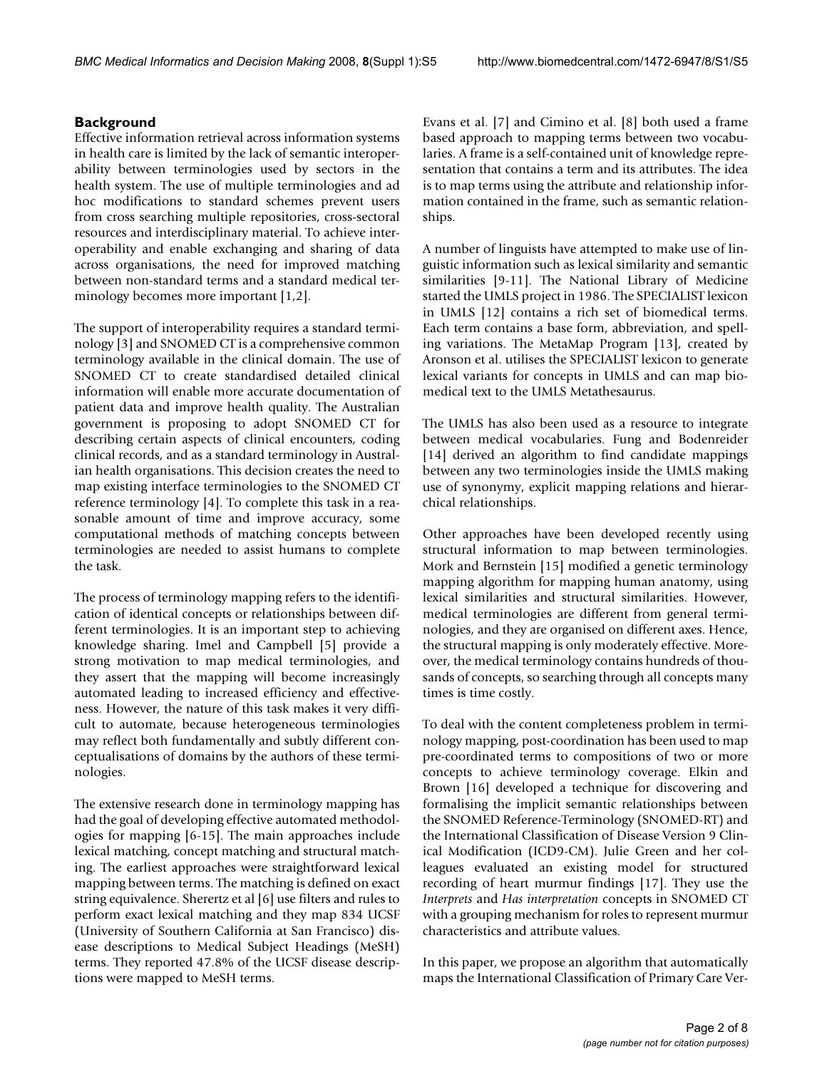## Background

Effective information retrieval across information systems in health care is limited by the lack of semantic interoperability between terminologies used by sectors in the health system. The use of multiple terminologies and ad hoc modifications to standard schemes prevent users from cross searching multiple repositories, cross-sectoral resources and interdisciplinary material. To achieve interoperability and enable exchanging and sharing of data across organisations, the need for improved matching between non-standard terms and a standard medical terminology becomes more important [1,2].

The support of interoperability requires a standard terminology [3] and SNOMED CT is a comprehensive common terminology available in the clinical domain. The use of SNOMED CT to create standardised detailed clinical information will enable more accurate documentation of patient data and improve health quality. The Australian government is proposing to adopt SNOMED CT for describing certain aspects of clinical encounters, coding clinical records, and as a standard terminology in Australian health organisations. This decision creates the need to map existing interface terminologies to the SNOMED CT reference terminology [4]. To complete this task in a reasonable amount of time and improve accuracy, some computational methods of matching concepts between terminologies are needed to assist humans to complete the task.

The process of terminology mapping refers to the identification of identical concepts or relationships between different terminologies. It is an important step to achieving knowledge sharing. Imel and Campbell [5] provide a strong motivation to map medical terminologies, and they assert that the mapping will become increasingly automated leading to increased efficiency and effectiveness. However, the nature of this task makes it very difficult to automate, because heterogeneous terminologies may reflect both fundamentally and subtly different conceptualisations of domains by the authors of these terminologies.

The extensive research done in terminology mapping has had the goal of developing effective automated methodologies for mapping [6-15]. The main approaches include lexical matching, concept matching and structural matching. The earliest approaches were straightforward lexical mapping between terms. The matching is defined on exact string equivalence. Sherertz et al [6] use filters and rules to perform exact lexical matching and they map 834 UCSF (University of Southern California at San Francisco) disease descriptions to Medical Subject Headings (MeSH) terms. They reported 47.8% of the UCSF disease descriptions were mapped to MeSH terms.

Evans et al. [7] and Cimino et al. [8] both used a frame based approach to mapping terms between two vocabularies. A frame is a self-contained unit of knowledge representation that contains a term and its attributes. The idea is to map terms using the attribute and relationship information contained in the frame, such as semantic relationships.

A number of linguists have attempted to make use of linguistic information such as lexical similarity and semantic similarities [9-11]. The National Library of Medicine started the UMLS project in 1986. The SPECIALIST lexicon in UMLS [12] contains a rich set of biomedical terms. Each term contains a base form, abbreviation, and spelling variations. The MetaMap Program [13], created by Aronson et al. utilises the SPECIALIST lexicon to generate lexical variants for concepts in UMLS and can map biomedical text to the UMLS Metathesaurus.

The UMLS has also been used as a resource to integrate between medical vocabularies. Fung and Bodenreider [14] derived an algorithm to find candidate mappings between any two terminologies inside the UMLS making use of synonymy, explicit mapping relations and hierarchical relationships.

Other approaches have been developed recently using structural information to map between terminologies. Mork and Bernstein [15] modified a genetic terminology mapping algorithm for mapping human anatomy, using lexical similarities and structural similarities. However, medical terminologies are different from general terminologies, and they are organised on different axes. Hence, the structural mapping is only moderately effective. Moreover, the medical terminology contains hundreds of thousands of concepts, so searching through all concepts many times is time costly.

To deal with the content completeness problem in terminology mapping, post-coordination has been used to map pre-coordinated terms to compositions of two or more concepts to achieve terminology coverage. Elkin and Brown [16] developed a technique for discovering and formalising the implicit semantic relationships between the SNOMED Reference-Terminology (SNOMED-RT) and the International Classification of Disease Version 9 Clinical Modification (ICD9-CM). Julie Green and her colleagues evaluated an existing model for structured recording of heart murmur findings [17]. They use the *Interprets* and *Has interpretation* concepts in SNOMED CT with a grouping mechanism for roles to represent murmur characteristics and attribute values.

In this paper, we propose an algorithm that automatically maps the International Classification of Primary Care Ver-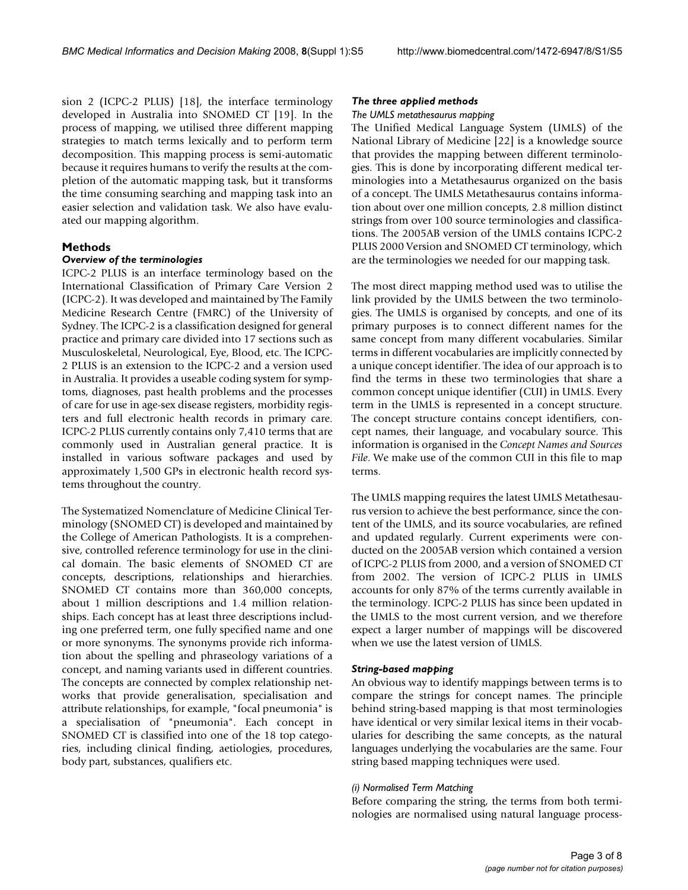sion 2 (ICPC-2 PLUS) [18], the interface terminology developed in Australia into SNOMED CT [19]. In the process of mapping, we utilised three different mapping strategies to match terms lexically and to perform term decomposition. This mapping process is semi-automatic because it requires humans to verify the results at the completion of the automatic mapping task, but it transforms the time consuming searching and mapping task into an easier selection and validation task. We also have evaluated our mapping algorithm.

## Methods

### Overview of the terminologies

ICPC-2 PLUS is an interface terminology based on the International Classification of Primary Care Version 2 (ICPC-2). It was developed and maintained by The Family Medicine Research Centre (FMRC) of the University of Sydney. The ICPC-2 is a classification designed for general practice and primary care divided into 17 sections such as Musculoskeletal, Neurological, Eye, Blood, etc. The ICPC-2 PLUS is an extension to the ICPC-2 and a version used in Australia. It provides a useable coding system for symptoms, diagnoses, past health problems and the processes of care for use in age-sex disease registers, morbidity registers and full electronic health records in primary care. ICPC-2 PLUS currently contains only 7,410 terms that are commonly used in Australian general practice. It is installed in various software packages and used by approximately 1,500 GPs in electronic health record systems throughout the country.

The Systematized Nomenclature of Medicine Clinical Terminology (SNOMED CT) is developed and maintained by the College of American Pathologists. It is a comprehensive, controlled reference terminology for use in the clinical domain. The basic elements of SNOMED CT are concepts, descriptions, relationships and hierarchies. SNOMED CT contains more than 360,000 concepts, about 1 million descriptions and 1.4 million relationships. Each concept has at least three descriptions including one preferred term, one fully specified name and one or more synonyms. The synonyms provide rich information about the spelling and phraseology variations of a concept, and naming variants used in different countries. The concepts are connected by complex relationship networks that provide generalisation, specialisation and attribute relationships, for example, "focal pneumonia" is a specialisation of "pneumonia". Each concept in SNOMED CT is classified into one of the 18 top categories, including clinical finding, aetiologies, procedures, body part, substances, qualifiers etc.

### The three applied methods

#### *The UMLS metathesaurus mapping*

The Unified Medical Language System (UMLS) of the National Library of Medicine [22] is a knowledge source that provides the mapping between different terminologies. This is done by incorporating different medical terminologies into a Metathesaurus organized on the basis of a concept. The UMLS Metathesaurus contains information about over one million concepts, 2.8 million distinct strings from over 100 source terminologies and classifications. The 2005AB version of the UMLS contains ICPC-2 PLUS 2000 Version and SNOMED CT terminology, which are the terminologies we needed for our mapping task.

The most direct mapping method used was to utilise the link provided by the UMLS between the two terminologies. The UMLS is organised by concepts, and one of its primary purposes is to connect different names for the same concept from many different vocabularies. Similar terms in different vocabularies are implicitly connected by a unique concept identifier. The idea of our approach is to find the terms in these two terminologies that share a common concept unique identifier (CUI) in UMLS. Every term in the UMLS is represented in a concept structure. The concept structure contains concept identifiers, concept names, their language, and vocabulary source. This information is organised in the *Concept Names and Sources File*. We make use of the common CUI in this file to map terms.

The UMLS mapping requires the latest UMLS Metathesaurus version to achieve the best performance, since the content of the UMLS, and its source vocabularies, are refined and updated regularly. Current experiments were conducted on the 2005AB version which contained a version of ICPC-2 PLUS from 2000, and a version of SNOMED CT from 2002. The version of ICPC-2 PLUS in UMLS accounts for only 87% of the terms currently available in the terminology. ICPC-2 PLUS has since been updated in the UMLS to the most current version, and we therefore expect a larger number of mappings will be discovered when we use the latest version of UMLS.

### String-based mapping

An obvious way to identify mappings between terms is to compare the strings for concept names. The principle behind string-based mapping is that most terminologies have identical or very similar lexical items in their vocabularies for describing the same concepts, as the natural languages underlying the vocabularies are the same. Four string based mapping techniques were used.

#### *(i) Normalised Term Matching*

Before comparing the string, the terms from both terminologies are normalised using natural language process-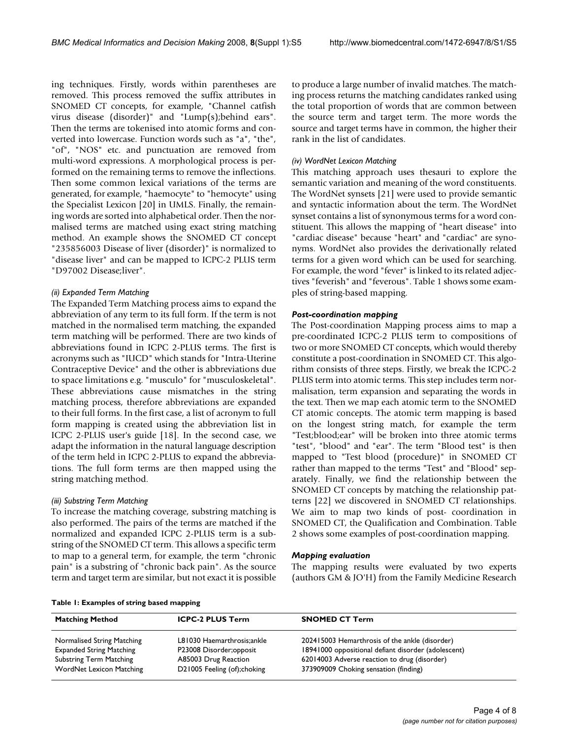ing techniques. Firstly, words within parentheses are removed. This process removed the suffix attributes in SNOMED CT concepts, for example, "Channel catfish virus disease (disorder)" and "Lump(s);behind ears". Then the terms are tokenised into atomic forms and converted into lowercase. Function words such as "a", "the", "of", "NOS" etc. and punctuation are removed from multi-word expressions. A morphological process is performed on the remaining terms to remove the inflections. Then some common lexical variations of the terms are generated, for example, "haemocyte" to "hemocyte" using the Specialist Lexicon [20] in UMLS. Finally, the remaining words are sorted into alphabetical order. Then the normalised terms are matched using exact string matching method. An example shows the SNOMED CT concept "235856003 Disease of liver (disorder)" is normalized to "disease liver" and can be mapped to ICPC-2 PLUS term "D97002 Disease;liver".

*(ii) Expanded Term Matching*

The Expanded Term Matching process aims to expand the abbreviation of any term to its full form. If the term is not matched in the normalised term matching, the expanded term matching will be performed. There are two kinds of abbreviations found in ICPC 2-PLUS terms. The first is acronyms such as "IUCD" which stands for "Intra-Uterine Contraceptive Device" and the other is abbreviations due to space limitations e.g. "musculo" for "musculoskeletal". These abbreviations cause mismatches in the string matching process, therefore abbreviations are expanded to their full forms. In the first case, a list of acronym to full form mapping is created using the abbreviation list in ICPC 2-PLUS user's guide [18]. In the second case, we adapt the information in the natural language description of the term held in ICPC 2-PLUS to expand the abbreviations. The full form terms are then mapped using the string matching method.

*(iii) Substring Term Matching*

To increase the matching coverage, substring matching is also performed. The pairs of the terms are matched if the normalized and expanded ICPC 2-PLUS term is a substring of the SNOMED CT term. This allows a specific term to map to a general term, for example, the term "chronic pain" is a substring of "chronic back pain". As the source term and target term are similar, but not exact it is possible to produce a large number of invalid matches. The matching process returns the matching candidates ranked using the total proportion of words that are common between the source term and target term. The more words the source and target terms have in common, the higher their rank in the list of candidates.

*(iv) WordNet Lexicon Matching*

This matching approach uses thesauri to explore the semantic variation and meaning of the word constituents. The WordNet synsets [21] were used to provide semantic and syntactic information about the term. The WordNet synset contains a list of synonymous terms for a word constituent. This allows the mapping of "heart disease" into "cardiac disease" because "heart" and "cardiac" are synonyms. WordNet also provides the derivationally related terms for a given word which can be used for searching. For example, the word "fever" is linked to its related adjectives "feverish" and "feverous". Table 1 shows some examples of string-based mapping.

### *Post-coordination mapping*

The Post-coordination Mapping process aims to map a pre-coordinated ICPC-2 PLUS term to compositions of two or more SNOMED CT concepts, which would thereby constitute a post-coordination in SNOMED CT. This algorithm consists of three steps. Firstly, we break the ICPC-2 PLUS term into atomic terms. This step includes term normalisation, term expansion and separating the words in the text. Then we map each atomic term to the SNOMED CT atomic concepts. The atomic term mapping is based on the longest string match, for example the term "Test;blood;ear" will be broken into three atomic terms "test", "blood" and "ear". The term "Blood test" is then mapped to "Test blood (procedure)" in SNOMED CT rather than mapped to the terms "Test" and "Blood" separately. Finally, we find the relationship between the SNOMED CT concepts by matching the relationship patterns [22] we discovered in SNOMED CT relationships. We aim to map two kinds of post- coordination in SNOMED CT, the Qualification and Combination. Table 2 shows some examples of post-coordination mapping.

### *Mapping evaluation*

The mapping results were evaluated by two experts (authors GM & JO'H) from the Family Medicine Research

**Table 1: Examples of string based mapping**

| Matching Method | ICPC-2 PLUS Term | SNOMED CT Term |
|---|---|---|
| Normalised String Matching | L81030 Haemarthrosis;ankle | 202415003 Hemarthrosis of the ankle (disorder) |
| Expanded String Matching | P23008 Disorder;opposit | 18941000 oppositional defiant disorder (adolescent) |
| Substring Term Matching | A85003 Drug Reaction | 62014003 Adverse reaction to drug (disorder) |
| WordNet Lexicon Matching | D21005 Feeling (of);choking | 373909009 Choking sensation (finding) |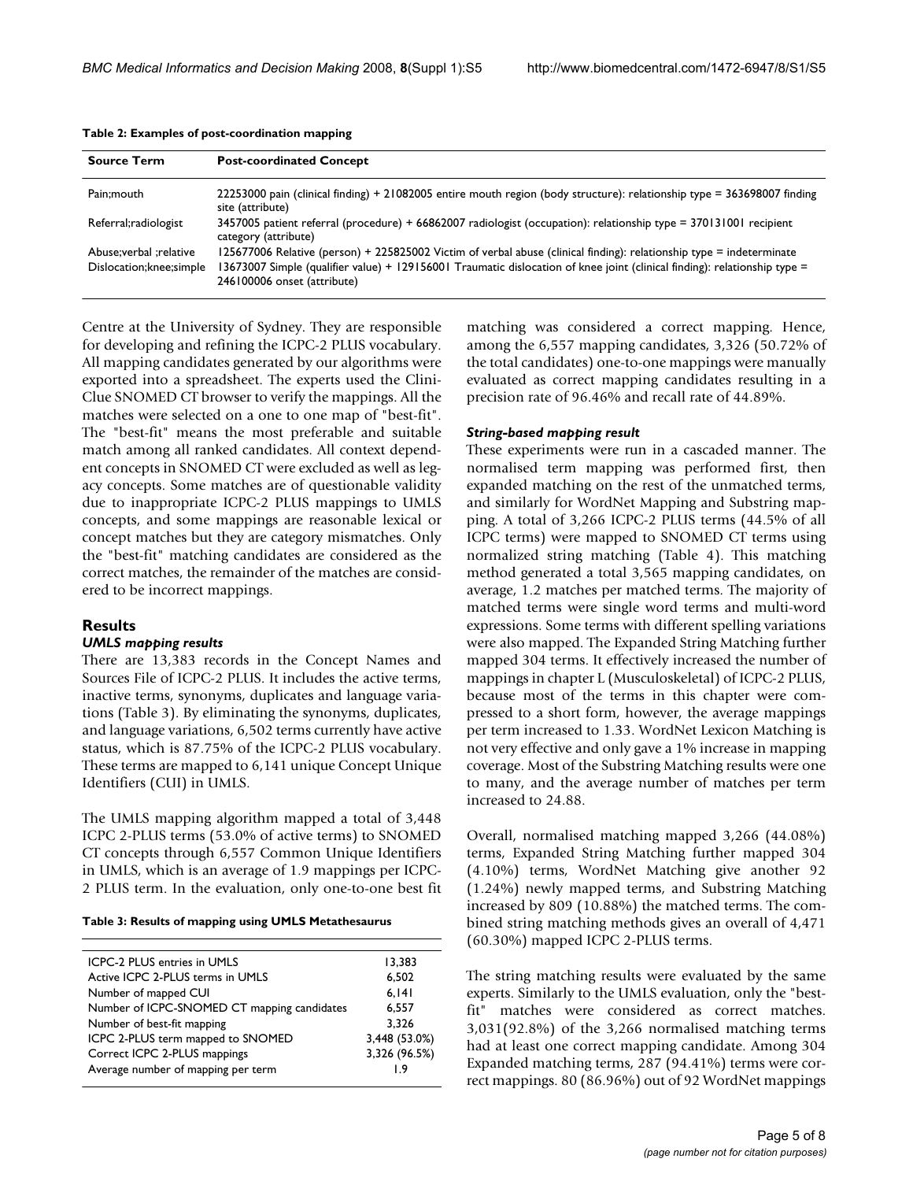**Table 2: Examples of post-coordination mapping**

| Source Term | Post-coordinated Concept |
|---|---|
| Pain;mouth | 22253000 pain (clinical finding) + 21082005 entire mouth region (body structure): relationship type = 363698007 finding site (attribute) |
| Referral;radiologist | 3457005 patient referral (procedure) + 66862007 radiologist (occupation): relationship type = 370131001 recipient category (attribute) |
| Abuse;verbal ;relative | 125677006 Relative (person) + 225825002 Victim of verbal abuse (clinical finding): relationship type = indeterminate |
| Dislocation;knee;simple | 13673007 Simple (qualifier value) + 129156001 Traumatic dislocation of knee joint (clinical finding): relationship type = 246100006 onset (attribute) |

Centre at the University of Sydney. They are responsible for developing and refining the ICPC-2 PLUS vocabulary. All mapping candidates generated by our algorithms were exported into a spreadsheet. The experts used the Clini-Clue SNOMED CT browser to verify the mappings. All the matches were selected on a one to one map of "best-fit". The "best-fit" means the most preferable and suitable match among all ranked candidates. All context dependent concepts in SNOMED CT were excluded as well as legacy concepts. Some matches are of questionable validity due to inappropriate ICPC-2 PLUS mappings to UMLS concepts, and some mappings are reasonable lexical or concept matches but they are category mismatches. Only the "best-fit" matching candidates are considered as the correct matches, the remainder of the matches are considered to be incorrect mappings.

## Results

### *UMLS mapping results*

There are 13,383 records in the Concept Names and Sources File of ICPC-2 PLUS. It includes the active terms, inactive terms, synonyms, duplicates and language variations (Table 3). By eliminating the synonyms, duplicates, and language variations, 6,502 terms currently have active status, which is 87.75% of the ICPC-2 PLUS vocabulary. These terms are mapped to 6,141 unique Concept Unique Identifiers (CUI) in UMLS.

The UMLS mapping algorithm mapped a total of 3,448 ICPC 2-PLUS terms (53.0% of active terms) to SNOMED CT concepts through 6,557 Common Unique Identifiers in UMLS, which is an average of 1.9 mappings per ICPC-2 PLUS term. In the evaluation, only one-to-one best fit matching was considered a correct mapping. Hence, among the 6,557 mapping candidates, 3,326 (50.72% of the total candidates) one-to-one mappings were manually evaluated as correct mapping candidates resulting in a precision rate of 96.46% and recall rate of 44.89%.

**Table 3: Results of mapping using UMLS Metathesaurus**

| | |
|---|---|
| ICPC-2 PLUS entries in UMLS | 13,383 |
| Active ICPC 2-PLUS terms in UMLS | 6,502 |
| Number of mapped CUI | 6,141 |
| Number of ICPC-SNOMED CT mapping candidates | 6,557 |
| Number of best-fit mapping | 3,326 |
| ICPC 2-PLUS term mapped to SNOMED | 3,448 (53.0%) |
| Correct ICPC 2-PLUS mappings | 3,326 (96.5%) |
| Average number of mapping per term | 1.9 |

### *String-based mapping result*

These experiments were run in a cascaded manner. The normalised term mapping was performed first, then expanded matching on the rest of the unmatched terms, and similarly for WordNet Mapping and Substring mapping. A total of 3,266 ICPC-2 PLUS terms (44.5% of all ICPC terms) were mapped to SNOMED CT terms using normalized string matching (Table 4). This matching method generated a total 3,565 mapping candidates, on average, 1.2 matches per matched terms. The majority of matched terms were single word terms and multi-word expressions. Some terms with different spelling variations were also mapped. The Expanded String Matching further mapped 304 terms. It effectively increased the number of mappings in chapter L (Musculoskeletal) of ICPC-2 PLUS, because most of the terms in this chapter were compressed to a short form, however, the average mappings per term increased to 1.33. WordNet Lexicon Matching is not very effective and only gave a 1% increase in mapping coverage. Most of the Substring Matching results were one to many, and the average number of matches per term increased to 24.88.

Overall, normalised matching mapped 3,266 (44.08%) terms, Expanded String Matching further mapped 304 (4.10%) terms, WordNet Matching give another 92 (1.24%) newly mapped terms, and Substring Matching increased by 809 (10.88%) the matched terms. The combined string matching methods gives an overall of 4,471 (60.30%) mapped ICPC 2-PLUS terms.

The string matching results were evaluated by the same experts. Similarly to the UMLS evaluation, only the "best-fit" matches were considered as correct matches. 3,031(92.8%) of the 3,266 normalised matching terms had at least one correct mapping candidate. Among 304 Expanded matching terms, 287 (94.41%) terms were correct mappings. 80 (86.96%) out of 92 WordNet mappings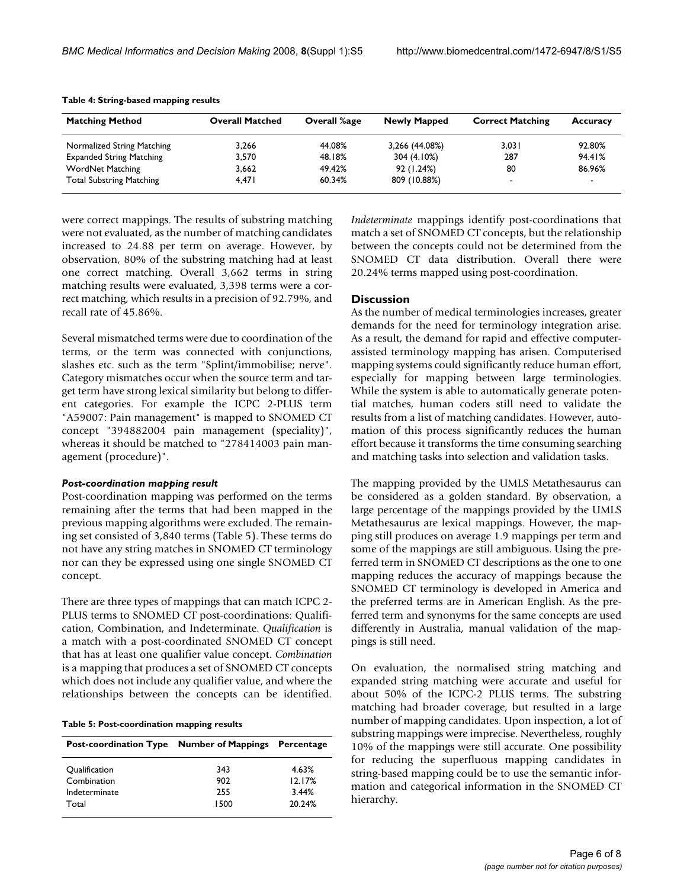**Table 4: String-based mapping results**

| Matching Method | Overall Matched | Overall %age | Newly Mapped | Correct Matching | Accuracy |
| --- | --- | --- | --- | --- | --- |
| Normalized String Matching | 3,266 | 44.08% | 3,266 (44.08%) | 3,031 | 92.80% |
| Expanded String Matching | 3,570 | 48.18% | 304 (4.10%) | 287 | 94.41% |
| WordNet Matching | 3,662 | 49.42% | 92 (1.24%) | 80 | 86.96% |
| Total Substring Matching | 4,471 | 60.34% | 809 (10.88%) | - | - |

were correct mappings. The results of substring matching were not evaluated, as the number of matching candidates increased to 24.88 per term on average. However, by observation, 80% of the substring matching had at least one correct matching. Overall 3,662 terms in string matching results were evaluated, 3,398 terms were a correct matching, which results in a precision of 92.79%, and recall rate of 45.86%.

Several mismatched terms were due to coordination of the terms, or the term was connected with conjunctions, slashes etc. such as the term "Splint/immobilise; nerve". Category mismatches occur when the source term and target term have strong lexical similarity but belong to different categories. For example the ICPC 2-PLUS term "A59007: Pain management" is mapped to SNOMED CT concept "394882004 pain management (speciality)", whereas it should be matched to "278414003 pain management (procedure)".

### *Post-coordination mapping result*

Post-coordination mapping was performed on the terms remaining after the terms that had been mapped in the previous mapping algorithms were excluded. The remaining set consisted of 3,840 terms (Table 5). These terms do not have any string matches in SNOMED CT terminology nor can they be expressed using one single SNOMED CT concept.

There are three types of mappings that can match ICPC 2-PLUS terms to SNOMED CT post-coordinations: Qualification, Combination, and Indeterminate. *Qualification* is a match with a post-coordinated SNOMED CT concept that has at least one qualifier value concept. *Combination* is a mapping that produces a set of SNOMED CT concepts which does not include any qualifier value, and where the relationships between the concepts can be identified.

**Table 5: Post-coordination mapping results**

| Post-coordination Type | Number of Mappings | Percentage |
| --- | --- | --- |
| Qualification | 343 | 4.63% |
| Combination | 902 | 12.17% |
| Indeterminate | 255 | 3.44% |
| Total | 1500 | 20.24% |

*Indeterminate* mappings identify post-coordinations that match a set of SNOMED CT concepts, but the relationship between the concepts could not be determined from the SNOMED CT data distribution. Overall there were 20.24% terms mapped using post-coordination.

## Discussion

As the number of medical terminologies increases, greater demands for the need for terminology integration arise. As a result, the demand for rapid and effective computer-assisted terminology mapping has arisen. Computerised mapping systems could significantly reduce human effort, especially for mapping between large terminologies. While the system is able to automatically generate potential matches, human coders still need to validate the results from a list of matching candidates. However, automation of this process significantly reduces the human effort because it transforms the time consuming searching and matching tasks into selection and validation tasks.

The mapping provided by the UMLS Metathesaurus can be considered as a golden standard. By observation, a large percentage of the mappings provided by the UMLS Metathesaurus are lexical mappings. However, the mapping still produces on average 1.9 mappings per term and some of the mappings are still ambiguous. Using the preferred term in SNOMED CT descriptions as the one to one mapping reduces the accuracy of mappings because the SNOMED CT terminology is developed in America and the preferred terms are in American English. As the preferred term and synonyms for the same concepts are used differently in Australia, manual validation of the mappings is still need.

On evaluation, the normalised string matching and expanded string matching were accurate and useful for about 50% of the ICPC-2 PLUS terms. The substring matching had broader coverage, but resulted in a large number of mapping candidates. Upon inspection, a lot of substring mappings were imprecise. Nevertheless, roughly 10% of the mappings were still accurate. One possibility for reducing the superfluous mapping candidates in string-based mapping could be to use the semantic information and categorical information in the SNOMED CT hierarchy.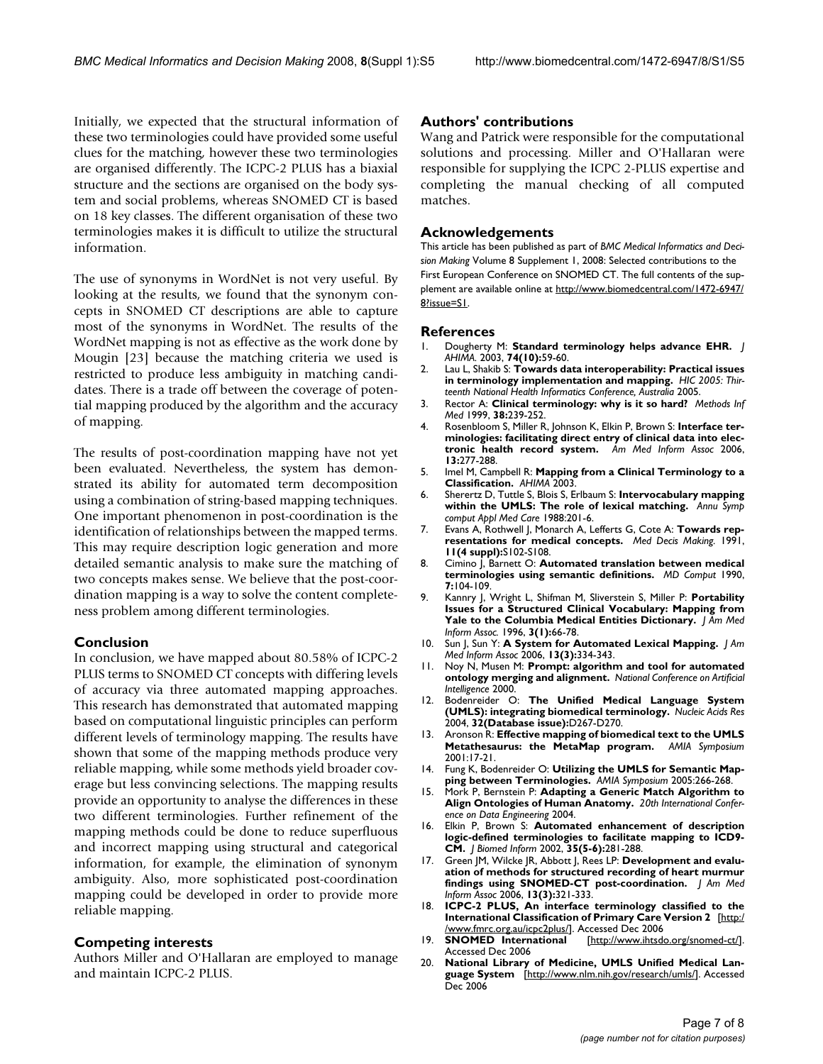Initially, we expected that the structural information of these two terminologies could have provided some useful clues for the matching, however these two terminologies are organised differently. The ICPC-2 PLUS has a biaxial structure and the sections are organised on the body system and social problems, whereas SNOMED CT is based on 18 key classes. The different organisation of these two terminologies makes it is difficult to utilize the structural information.

The use of synonyms in WordNet is not very useful. By looking at the results, we found that the synonym concepts in SNOMED CT descriptions are able to capture most of the synonyms in WordNet. The results of the WordNet mapping is not as effective as the work done by Mougin [23] because the matching criteria we used is restricted to produce less ambiguity in matching candidates. There is a trade off between the coverage of potential mapping produced by the algorithm and the accuracy of mapping.

The results of post-coordination mapping have not yet been evaluated. Nevertheless, the system has demonstrated its ability for automated term decomposition using a combination of string-based mapping techniques. One important phenomenon in post-coordination is the identification of relationships between the mapped terms. This may require description logic generation and more detailed semantic analysis to make sure the matching of two concepts makes sense. We believe that the post-coordination mapping is a way to solve the content completeness problem among different terminologies.

## Conclusion

In conclusion, we have mapped about 80.58% of ICPC-2 PLUS terms to SNOMED CT concepts with differing levels of accuracy via three automated mapping approaches. This research has demonstrated that automated mapping based on computational linguistic principles can perform different levels of terminology mapping. The results have shown that some of the mapping methods produce very reliable mapping, while some methods yield broader coverage but less convincing selections. The mapping results provide an opportunity to analyse the differences in these two different terminologies. Further refinement of the mapping methods could be done to reduce superfluous and incorrect mapping using structural and categorical information, for example, the elimination of synonym ambiguity. Also, more sophisticated post-coordination mapping could be developed in order to provide more reliable mapping.

## Competing interests

Authors Miller and O'Hallaran are employed to manage and maintain ICPC-2 PLUS.

## Authors' contributions

Wang and Patrick were responsible for the computational solutions and processing. Miller and O'Hallaran were responsible for supplying the ICPC 2-PLUS expertise and completing the manual checking of all computed matches.

## Acknowledgements

This article has been published as part of *BMC Medical Informatics and Decision Making* Volume 8 Supplement 1, 2008: Selected contributions to the First European Conference on SNOMED CT. The full contents of the supplement are available online at http://www.biomedcentral.com/1472-6947/8?issue=S1.

## References

1. Dougherty M: **Standard terminology helps advance EHR.** *J AHIMA.* 2003, **74(10):**59-60.
2. Lau L, Shakib S: **Towards data interoperability: Practical issues in terminology implementation and mapping.** *HIC 2005: Thirteenth National Health Informatics Conference, Australia* 2005.
3. Rector A: **Clinical terminology: why is it so hard?** *Methods Inf Med* 1999, **38:**239-252.
4. Rosenbloom S, Miller R, Johnson K, Elkin P, Brown S: **Interface terminologies: facilitating direct entry of clinical data into electronic health record system.** *Am Med Inform Assoc* 2006, **13:**277-288.
5. Imel M, Campbell R: **Mapping from a Clinical Terminology to a Classification.** *AHIMA* 2003.
6. Sherertz D, Tuttle S, Blois S, Erlbaum S: **Intervocabulary mapping within the UMLS: The role of lexical matching.** *Annu Symp comput Appl Med Care* 1988:201-6.
7. Evans A, Rothwell J, Monarch A, Lefferts G, Cote A: **Towards representations for medical concepts.** *Med Decis Making.* 1991, **11(4 suppl):**S102-S108.
8. Cimino J, Barnett O: **Automated translation between medical terminologies using semantic definitions.** *MD Comput* 1990, **7:**104-109.
9. Kannry J, Wright L, Shifman M, Sliverstein S, Miller P: **Portability Issues for a Structured Clinical Vocabulary: Mapping from Yale to the Columbia Medical Entities Dictionary.** *J Am Med Inform Assoc.* 1996, **3(1):**66-78.
10. Sun J, Sun Y: **A System for Automated Lexical Mapping.** *J Am Med Inform Assoc* 2006, **13(3):**334-343.
11. Noy N, Musen M: **Prompt: algorithm and tool for automated ontology merging and alignment.** *National Conference on Artificial Intelligence* 2000.
12. Bodenreider O: **The Unified Medical Language System (UMLS): integrating biomedical terminology.** *Nucleic Acids Res* 2004, **32(Database issue):**D267-D270.
13. Aronson R: **Effective mapping of biomedical text to the UMLS Metathesaurus: the MetaMap program.** *AMIA Symposium* 2001:17-21.
14. Fung K, Bodenreider O: **Utilizing the UMLS for Semantic Mapping between Terminologies.** *AMIA Symposium* 2005:266-268.
15. Mork P, Bernstein P: **Adapting a Generic Match Algorithm to Align Ontologies of Human Anatomy.** *20th International Conference on Data Engineering* 2004.
16. Elkin P, Brown S: **Automated enhancement of description logic-defined terminologies to facilitate mapping to ICD9-CM.** *J Biomed Inform* 2002, **35(5-6):**281-288.
17. Green JM, Wilcke JR, Abbott J, Rees LP: **Development and evaluation of methods for structured recording of heart murmur findings using SNOMED-CT post-coordination.** *J Am Med Inform Assoc* 2006, **13(3):**321-333.
18. **ICPC-2 PLUS, An interface terminology classified to the International Classification of Primary Care Version 2** [http://www.fmrc.org.au/icpc2plus/]. Accessed Dec 2006
19. **SNOMED International** [http://www.ihtsdo.org/snomed-ct/]. Accessed Dec 2006
20. **National Library of Medicine, UMLS Unified Medical Language System** [http://www.nlm.nih.gov/research/umls/]. Accessed Dec 2006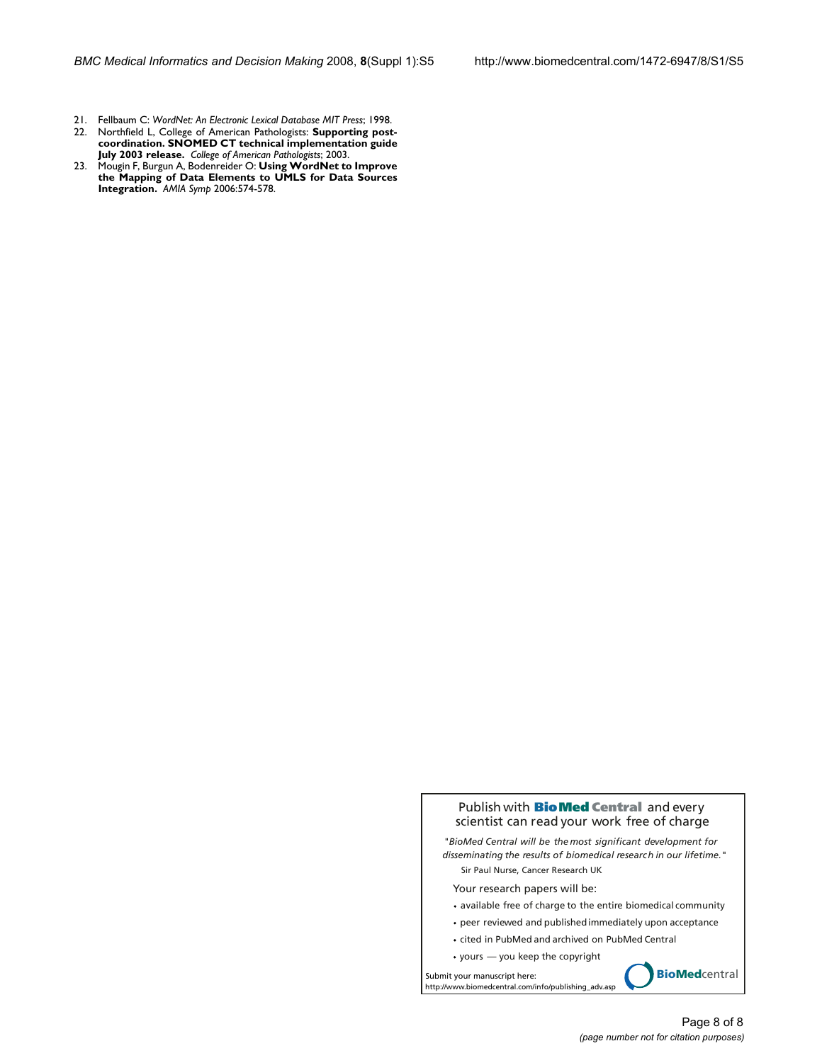21. Fellbaum C: *WordNet: An Electronic Lexical Database MIT Press*; 1998.
22. Northfield L, College of American Pathologists: **Supporting post-coordination. SNOMED CT technical implementation guide July 2003 release.** *College of American Pathologists*; 2003.
23. Mougin F, Burgun A, Bodenreider O: **Using WordNet to Improve the Mapping of Data Elements to UMLS for Data Sources Integration.** *AMIA Symp* 2006:574-578.

Publish with **BioMed Central** and every scientist can read your work free of charge

*"BioMed Central will be the most significant development for disseminating the results of biomedical research in our lifetime."*

Sir Paul Nurse, Cancer Research UK

Your research papers will be:

- available free of charge to the entire biomedical community
- peer reviewed and published immediately upon acceptance
- cited in PubMed and archived on PubMed Central
- yours — you keep the copyright

Submit your manuscript here:
http://www.biomedcentral.com/info/publishing_adv.asp

**BioMed**central